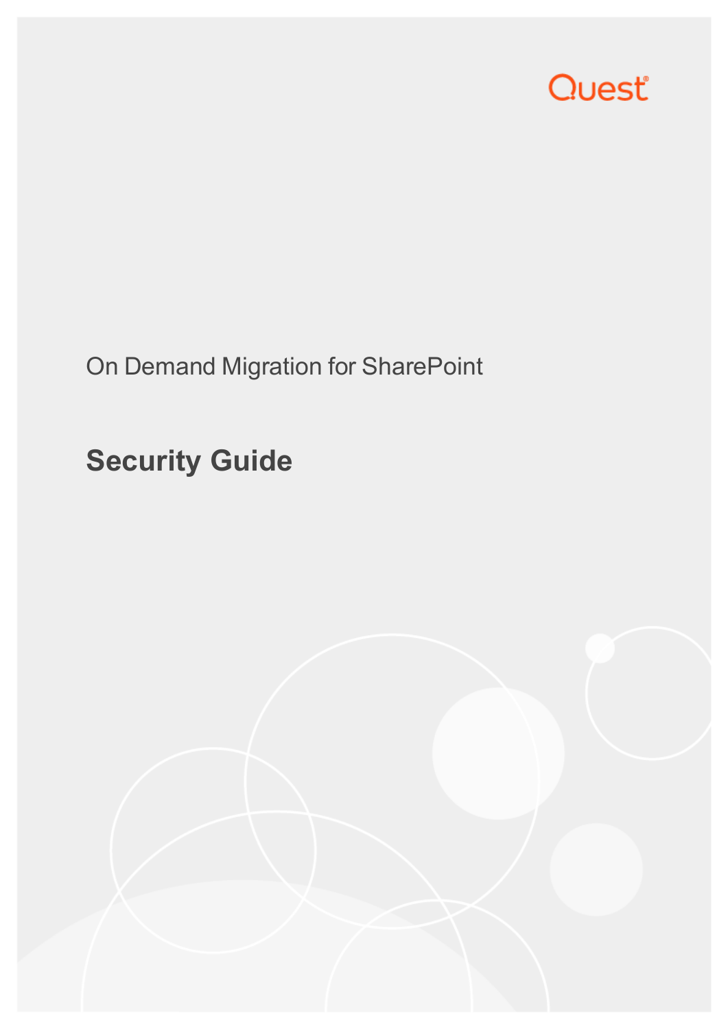Quest

On Demand Migration for SharePoint

# Security Guide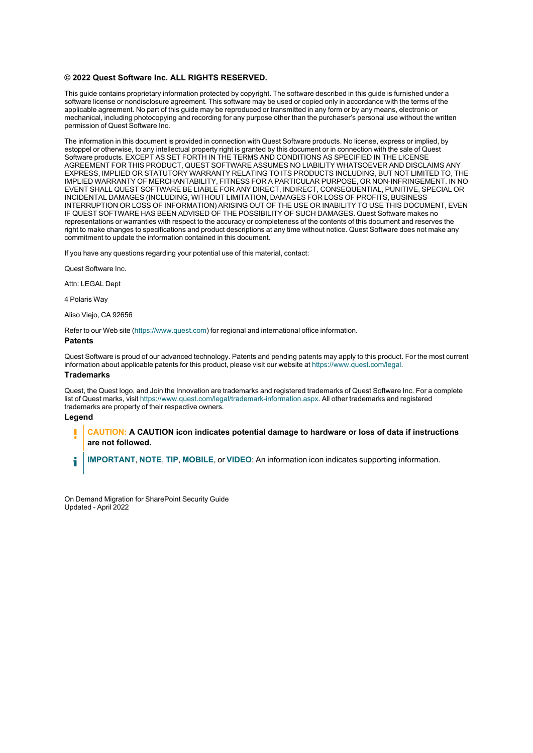**© 2022 Quest Software Inc. ALL RIGHTS RESERVED.**

This guide contains proprietary information protected by copyright. The software described in this guide is furnished under a software license or nondisclosure agreement. This software may be used or copied only in accordance with the terms of the applicable agreement. No part of this guide may be reproduced or transmitted in any form or by any means, electronic or mechanical, including photocopying and recording for any purpose other than the purchaser's personal use without the written permission of Quest Software Inc.

The information in this document is provided in connection with Quest Software products. No license, express or implied, by estoppel or otherwise, to any intellectual property right is granted by this document or in connection with the sale of Quest Software products. EXCEPT AS SET FORTH IN THE TERMS AND CONDITIONS AS SPECIFIED IN THE LICENSE AGREEMENT FOR THIS PRODUCT, QUEST SOFTWARE ASSUMES NO LIABILITY WHATSOEVER AND DISCLAIMS ANY EXPRESS, IMPLIED OR STATUTORY WARRANTY RELATING TO ITS PRODUCTS INCLUDING, BUT NOT LIMITED TO, THE IMPLIED WARRANTY OF MERCHANTABILITY, FITNESS FOR A PARTICULAR PURPOSE, OR NON-INFRINGEMENT. IN NO EVENT SHALL QUEST SOFTWARE BE LIABLE FOR ANY DIRECT, INDIRECT, CONSEQUENTIAL, PUNITIVE, SPECIAL OR INCIDENTAL DAMAGES (INCLUDING, WITHOUT LIMITATION, DAMAGES FOR LOSS OF PROFITS, BUSINESS INTERRUPTION OR LOSS OF INFORMATION) ARISING OUT OF THE USE OR INABILITY TO USE THIS DOCUMENT, EVEN IF QUEST SOFTWARE HAS BEEN ADVISED OF THE POSSIBILITY OF SUCH DAMAGES. Quest Software makes no representations or warranties with respect to the accuracy or completeness of the contents of this document and reserves the right to make changes to specifications and product descriptions at any time without notice. Quest Software does not make any commitment to update the information contained in this document.

If you have any questions regarding your potential use of this material, contact:

Quest Software Inc.

Attn: LEGAL Dept

4 Polaris Way

Aliso Viejo, CA 92656

Refer to our Web site (https://www.quest.com) for regional and international office information.

### Patents

Quest Software is proud of our advanced technology. Patents and pending patents may apply to this product. For the most current information about applicable patents for this product, please visit our website at https://www.quest.com/legal.

### Trademarks

Quest, the Quest logo, and Join the Innovation are trademarks and registered trademarks of Quest Software Inc. For a complete list of Quest marks, visit https://www.quest.com/legal/trademark-information.aspx. All other trademarks and registered trademarks are property of their respective owners.

### Legend

> **CAUTION: A CAUTION icon indicates potential damage to hardware or loss of data if instructions are not followed.**

> **IMPORTANT**, **NOTE**, **TIP**, **MOBILE**, or **VIDEO**: An information icon indicates supporting information.

On Demand Migration for SharePoint Security Guide
Updated - April 2022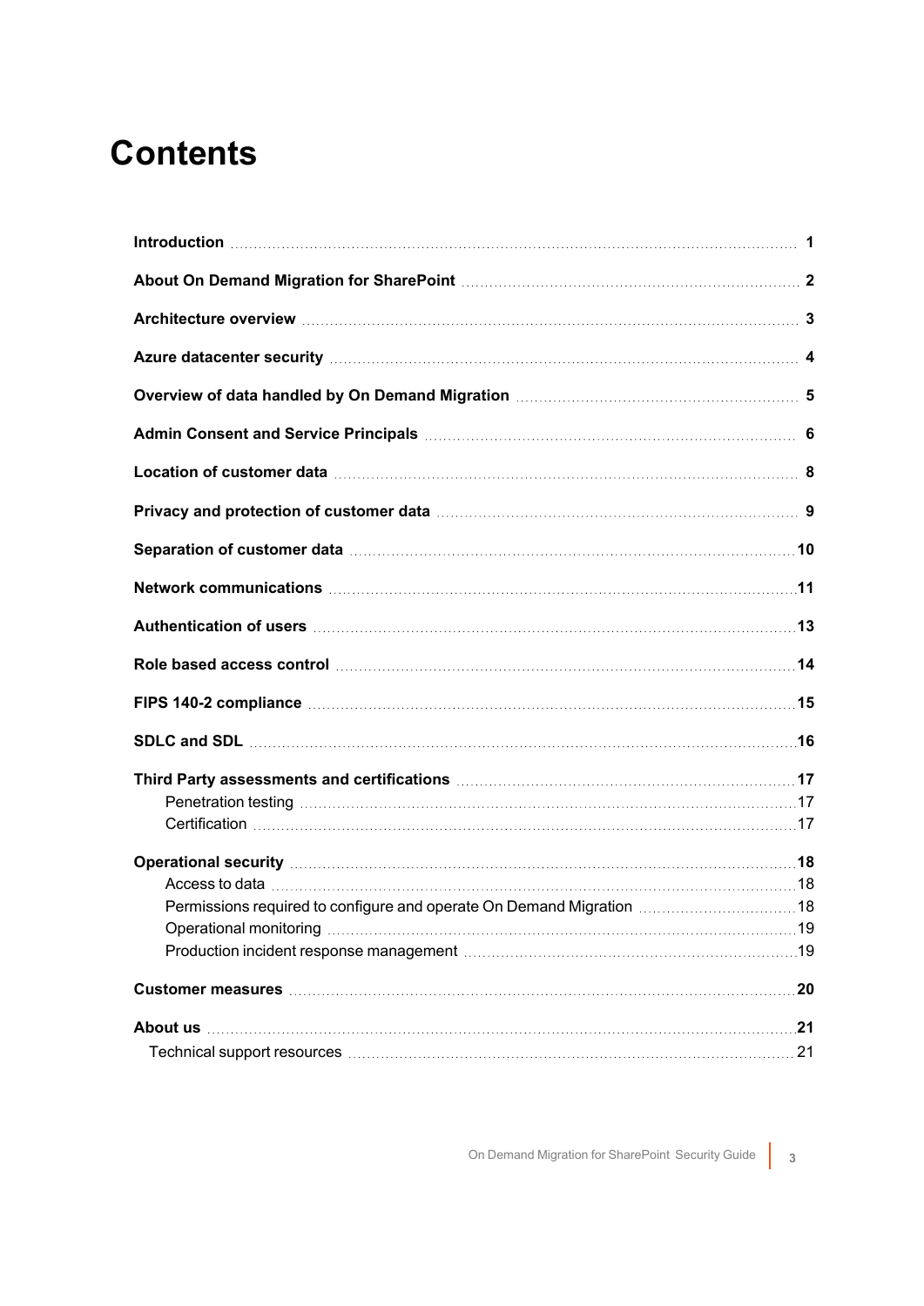# Contents

| | |
|---|---|
| **Introduction** | **1** |
| **About On Demand Migration for SharePoint** | **2** |
| **Architecture overview** | **3** |
| **Azure datacenter security** | **4** |
| **Overview of data handled by On Demand Migration** | **5** |
| **Admin Consent and Service Principals** | **6** |
| **Location of customer data** | **8** |
| **Privacy and protection of customer data** | **9** |
| **Separation of customer data** | **10** |
| **Network communications** | **11** |
| **Authentication of users** | **13** |
| **Role based access control** | **14** |
| **FIPS 140-2 compliance** | **15** |
| **SDLC and SDL** | **16** |
| **Third Party assessments and certifications** | **17** |
| Penetration testing | 17 |
| Certification | 17 |
| **Operational security** | **18** |
| Access to data | 18 |
| Permissions required to configure and operate On Demand Migration | 18 |
| Operational monitoring | 19 |
| Production incident response management | 19 |
| **Customer measures** | **20** |
| **About us** | **21** |
| Technical support resources | 21 |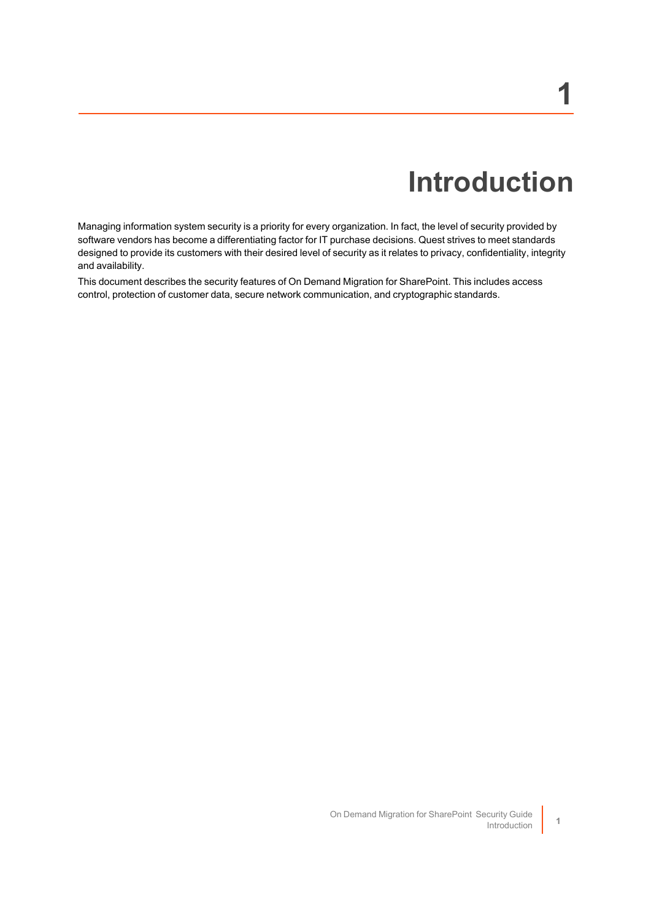# 1 Introduction

Managing information system security is a priority for every organization. In fact, the level of security provided by software vendors has become a differentiating factor for IT purchase decisions. Quest strives to meet standards designed to provide its customers with their desired level of security as it relates to privacy, confidentiality, integrity and availability.

This document describes the security features of On Demand Migration for SharePoint. This includes access control, protection of customer data, secure network communication, and cryptographic standards.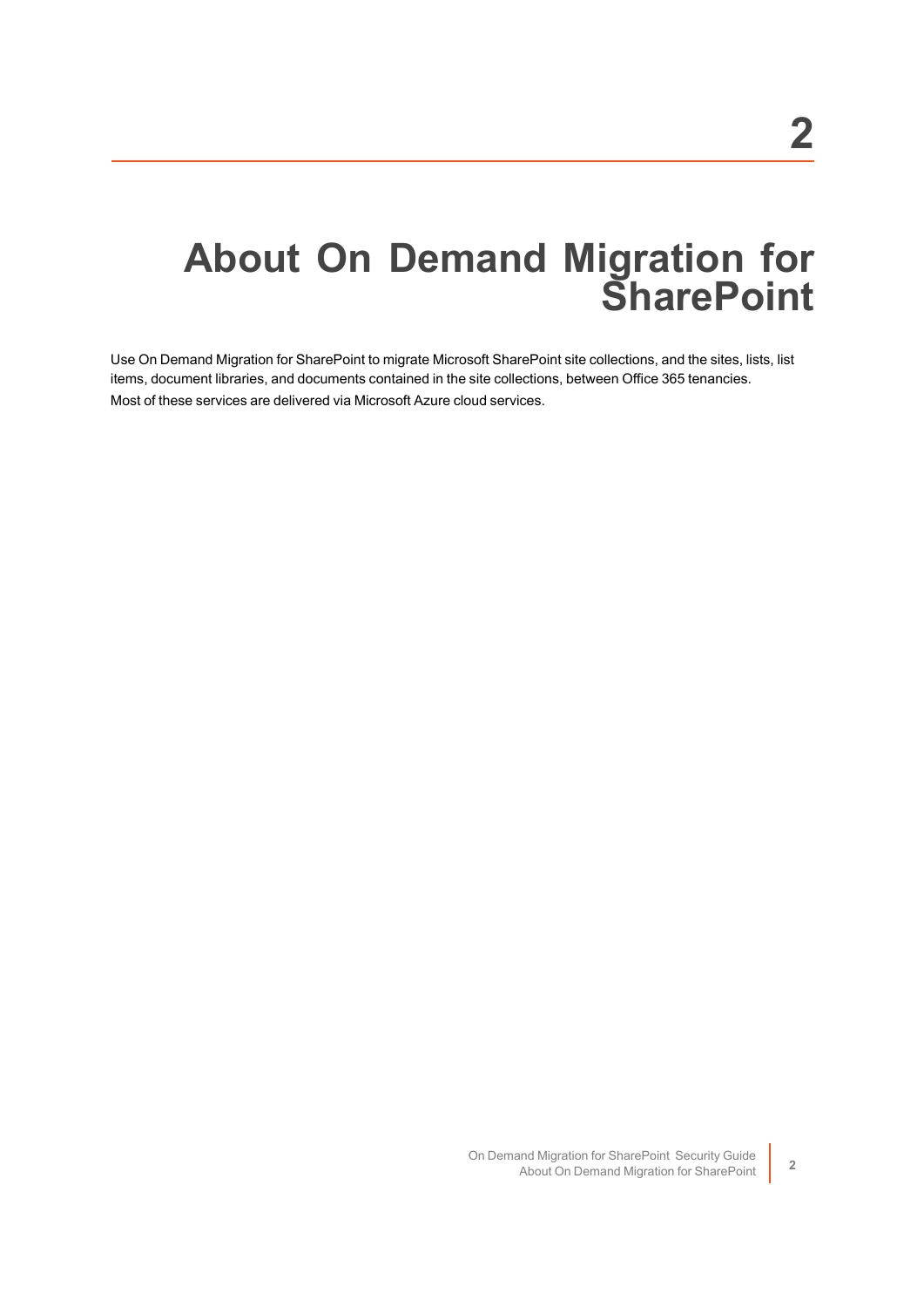# 2

# About On Demand Migration for SharePoint

Use On Demand Migration for SharePoint to migrate Microsoft SharePoint site collections, and the sites, lists, list items, document libraries, and documents contained in the site collections, between Office 365 tenancies.

Most of these services are delivered via Microsoft Azure cloud services.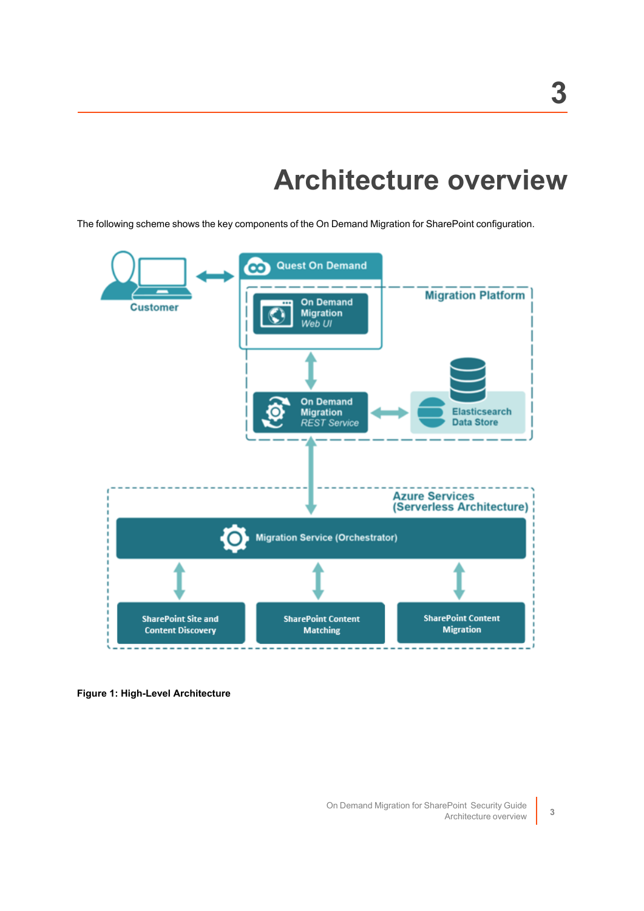# 3

# Architecture overview

The following scheme shows the key components of the On Demand Migration for SharePoint configuration.

**Figure 1: High-Level Architecture**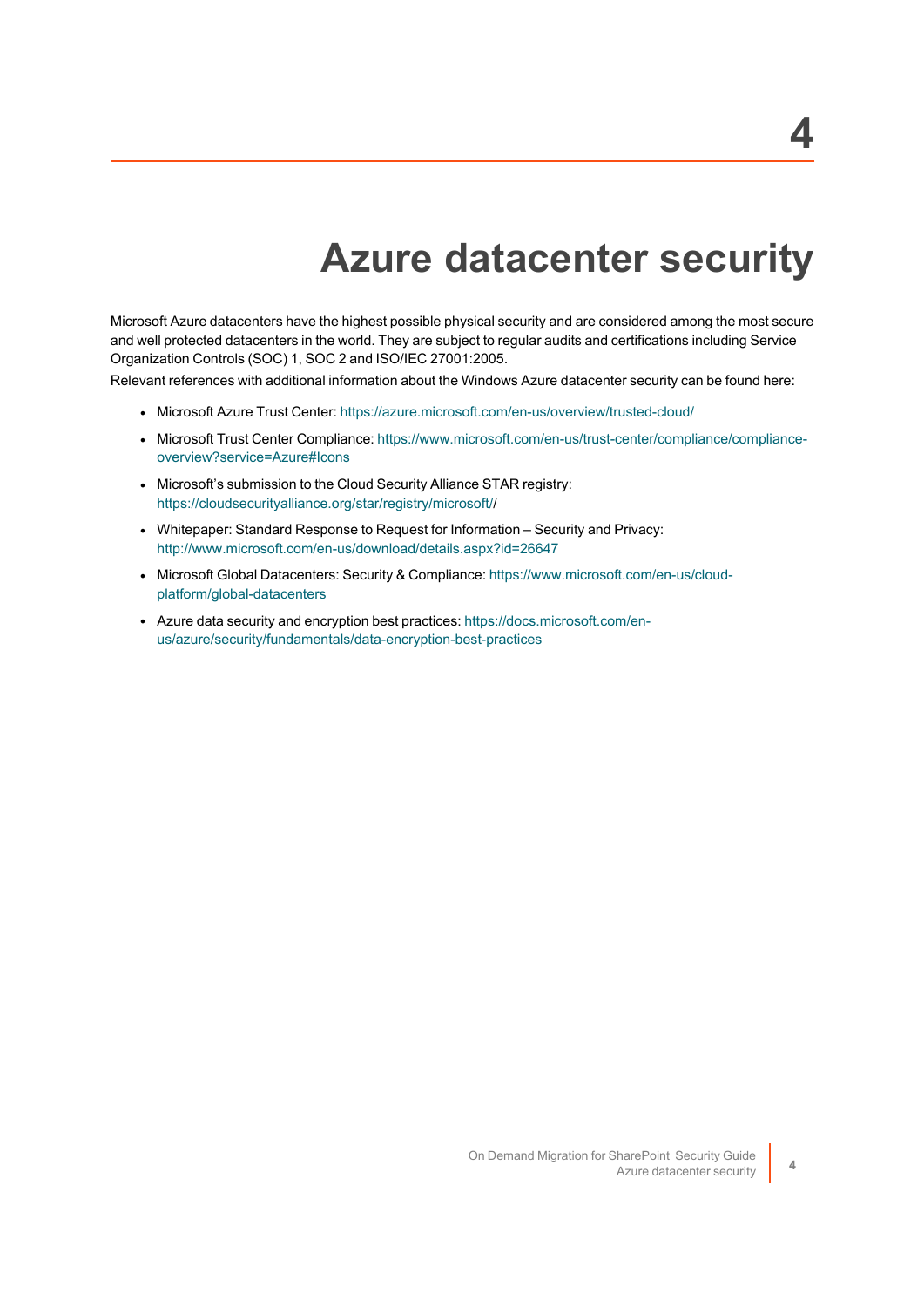# 4

# Azure datacenter security

Microsoft Azure datacenters have the highest possible physical security and are considered among the most secure and well protected datacenters in the world. They are subject to regular audits and certifications including Service Organization Controls (SOC) 1, SOC 2 and ISO/IEC 27001:2005.

Relevant references with additional information about the Windows Azure datacenter security can be found here:

- Microsoft Azure Trust Center: https://azure.microsoft.com/en-us/overview/trusted-cloud/
- Microsoft Trust Center Compliance: https://www.microsoft.com/en-us/trust-center/compliance/compliance-overview?service=Azure#Icons
- Microsoft's submission to the Cloud Security Alliance STAR registry: https://cloudsecurityalliance.org/star/registry/microsoft//
- Whitepaper: Standard Response to Request for Information – Security and Privacy: http://www.microsoft.com/en-us/download/details.aspx?id=26647
- Microsoft Global Datacenters: Security & Compliance: https://www.microsoft.com/en-us/cloud-platform/global-datacenters
- Azure data security and encryption best practices: https://docs.microsoft.com/en-us/azure/security/fundamentals/data-encryption-best-practices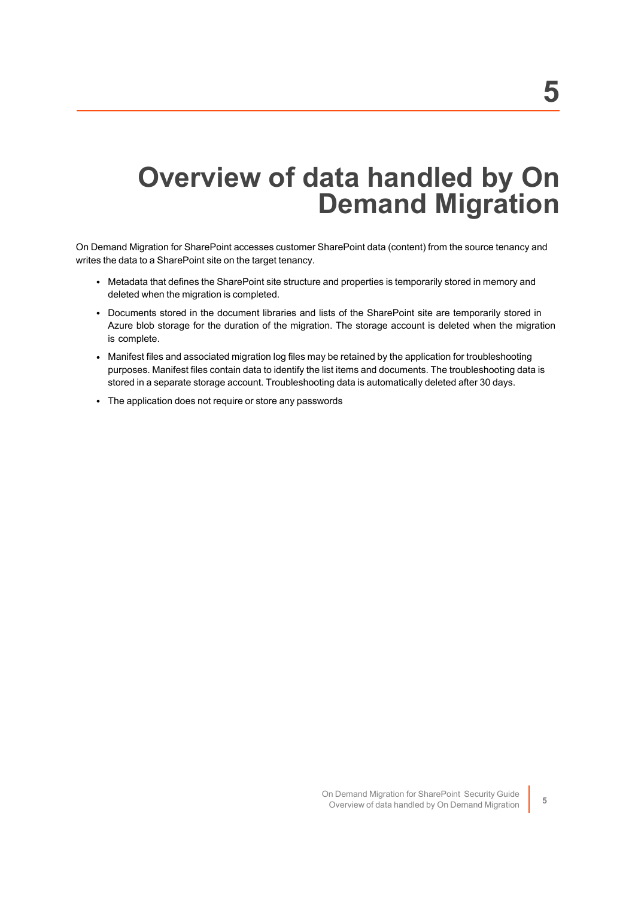# 5 Overview of data handled by On Demand Migration

On Demand Migration for SharePoint accesses customer SharePoint data (content) from the source tenancy and writes the data to a SharePoint site on the target tenancy.

- Metadata that defines the SharePoint site structure and properties is temporarily stored in memory and deleted when the migration is completed.
- Documents stored in the document libraries and lists of the SharePoint site are temporarily stored in Azure blob storage for the duration of the migration. The storage account is deleted when the migration is complete.
- Manifest files and associated migration log files may be retained by the application for troubleshooting purposes. Manifest files contain data to identify the list items and documents. The troubleshooting data is stored in a separate storage account. Troubleshooting data is automatically deleted after 30 days.
- The application does not require or store any passwords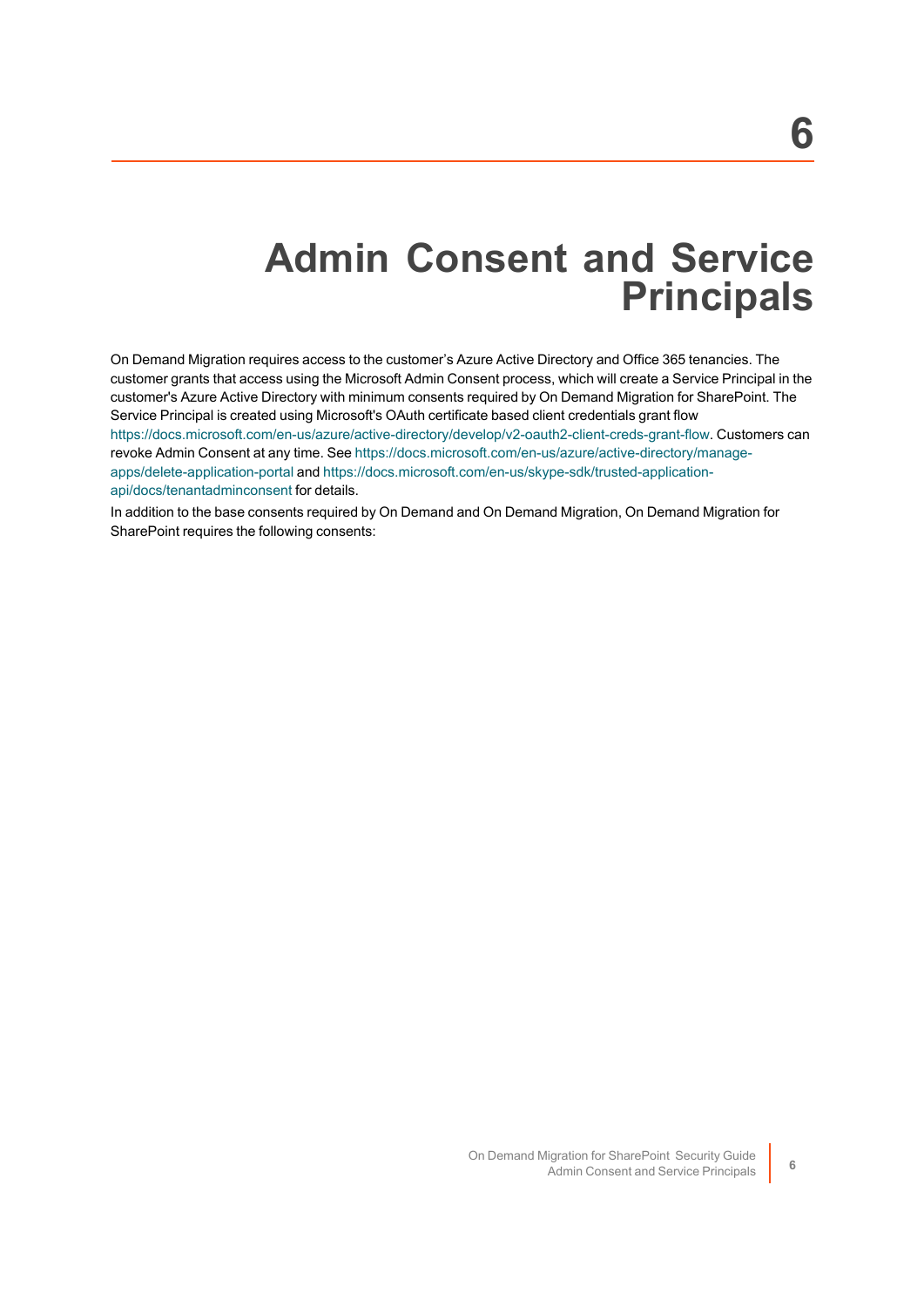# 6 Admin Consent and Service Principals

On Demand Migration requires access to the customer's Azure Active Directory and Office 365 tenancies. The customer grants that access using the Microsoft Admin Consent process, which will create a Service Principal in the customer's Azure Active Directory with minimum consents required by On Demand Migration for SharePoint. The Service Principal is created using Microsoft's OAuth certificate based client credentials grant flow https://docs.microsoft.com/en-us/azure/active-directory/develop/v2-oauth2-client-creds-grant-flow. Customers can revoke Admin Consent at any time. See https://docs.microsoft.com/en-us/azure/active-directory/manage-apps/delete-application-portal and https://docs.microsoft.com/en-us/skype-sdk/trusted-application-api/docs/tenantadminconsent for details.

In addition to the base consents required by On Demand and On Demand Migration, On Demand Migration for SharePoint requires the following consents: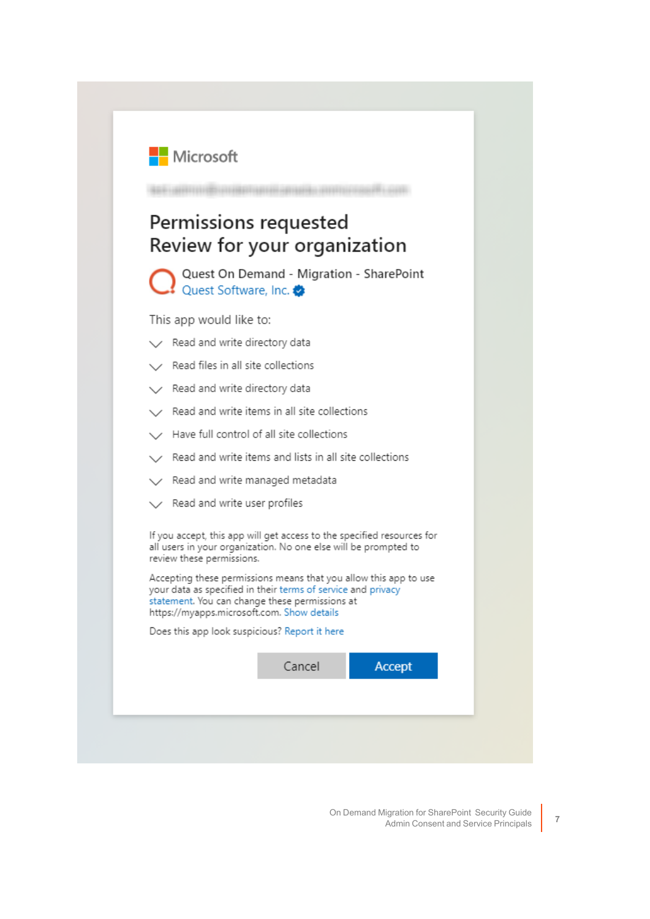Microsoft

Permissions requested
Review for your organization

Quest On Demand - Migration - SharePoint
Quest Software, Inc.

This app would like to:

- Read and write directory data
- Read files in all site collections
- Read and write directory data
- Read and write items in all site collections
- Have full control of all site collections
- Read and write items and lists in all site collections
- Read and write managed metadata
- Read and write user profiles

If you accept, this app will get access to the specified resources for all users in your organization. No one else will be prompted to review these permissions.

Accepting these permissions means that you allow this app to use your data as specified in their terms of service and privacy statement. You can change these permissions at https://myapps.microsoft.com. Show details

Does this app look suspicious? Report it here

Cancel Accept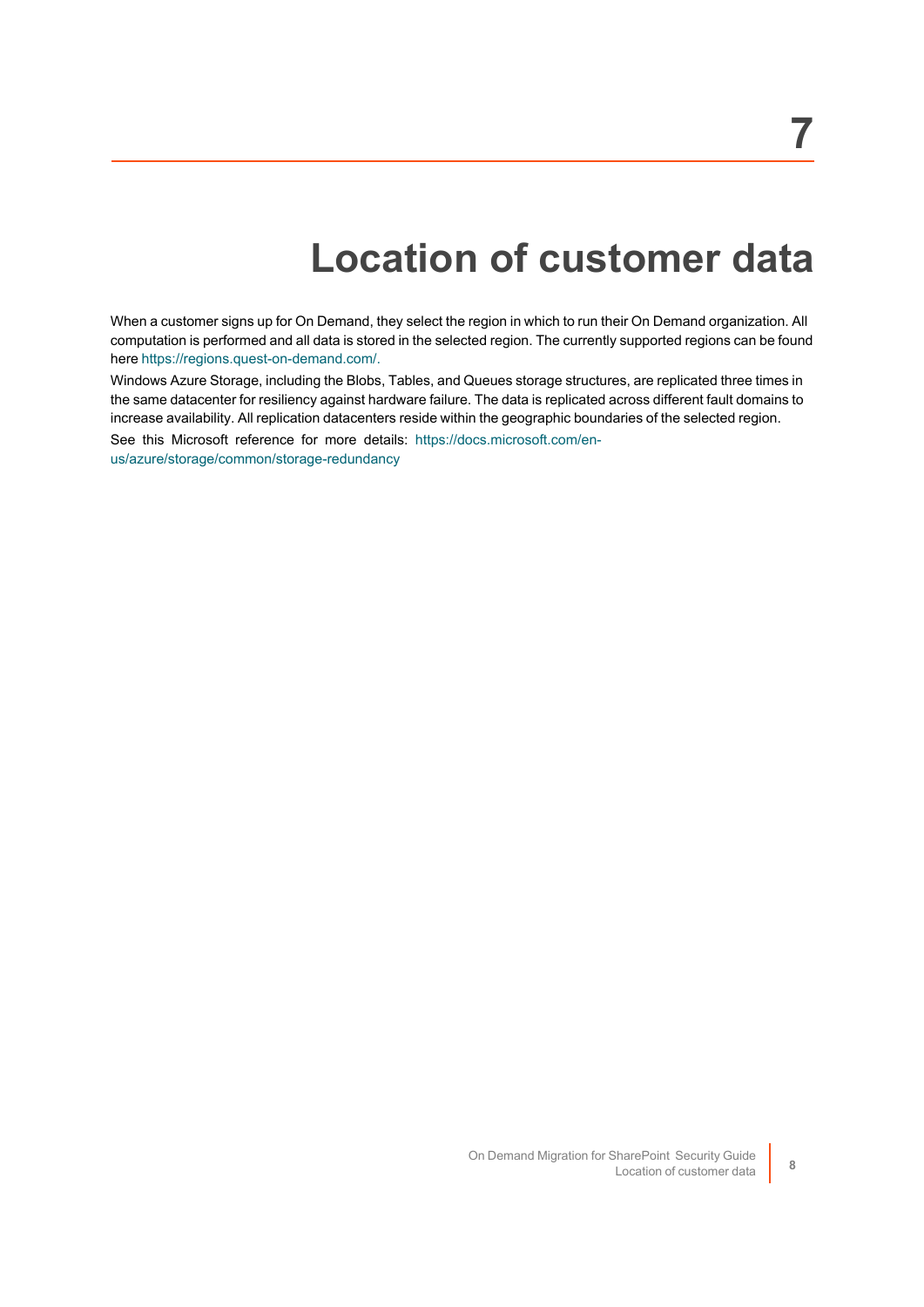# 7 Location of customer data

When a customer signs up for On Demand, they select the region in which to run their On Demand organization. All computation is performed and all data is stored in the selected region. The currently supported regions can be found here https://regions.quest-on-demand.com/.

Windows Azure Storage, including the Blobs, Tables, and Queues storage structures, are replicated three times in the same datacenter for resiliency against hardware failure. The data is replicated across different fault domains to increase availability. All replication datacenters reside within the geographic boundaries of the selected region.

See this Microsoft reference for more details: https://docs.microsoft.com/en-us/azure/storage/common/storage-redundancy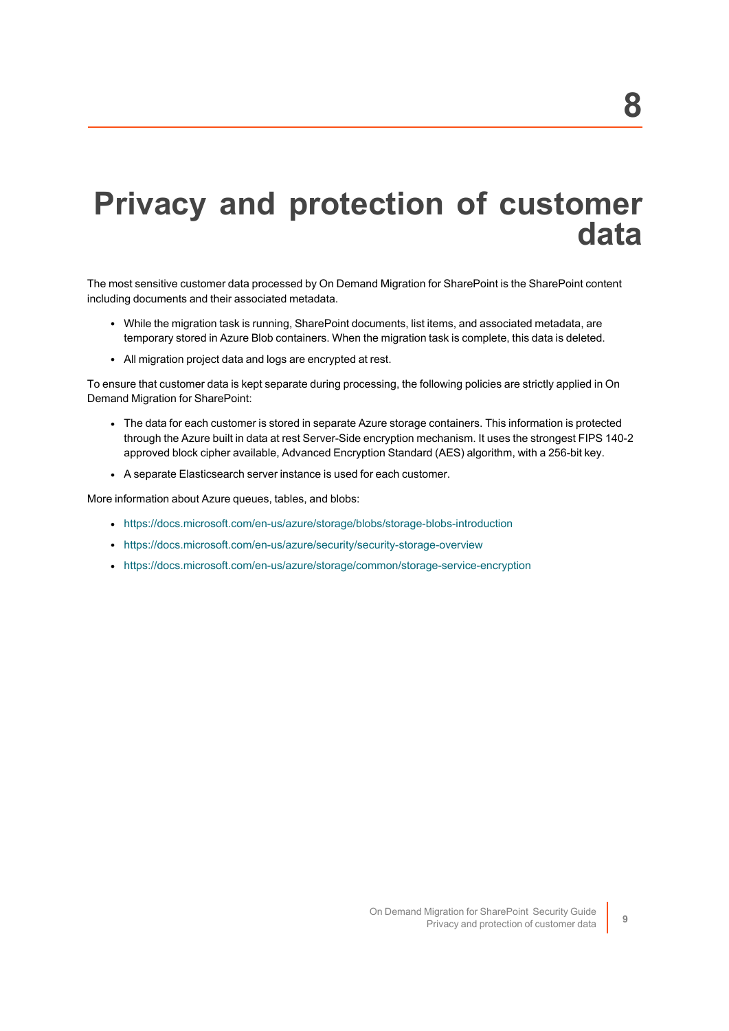# 8 Privacy and protection of customer data

The most sensitive customer data processed by On Demand Migration for SharePoint is the SharePoint content including documents and their associated metadata.

- While the migration task is running, SharePoint documents, list items, and associated metadata, are temporary stored in Azure Blob containers. When the migration task is complete, this data is deleted.
- All migration project data and logs are encrypted at rest.

To ensure that customer data is kept separate during processing, the following policies are strictly applied in On Demand Migration for SharePoint:

- The data for each customer is stored in separate Azure storage containers. This information is protected through the Azure built in data at rest Server-Side encryption mechanism. It uses the strongest FIPS 140-2 approved block cipher available, Advanced Encryption Standard (AES) algorithm, with a 256-bit key.
- A separate Elasticsearch server instance is used for each customer.

More information about Azure queues, tables, and blobs:

- https://docs.microsoft.com/en-us/azure/storage/blobs/storage-blobs-introduction
- https://docs.microsoft.com/en-us/azure/security/security-storage-overview
- https://docs.microsoft.com/en-us/azure/storage/common/storage-service-encryption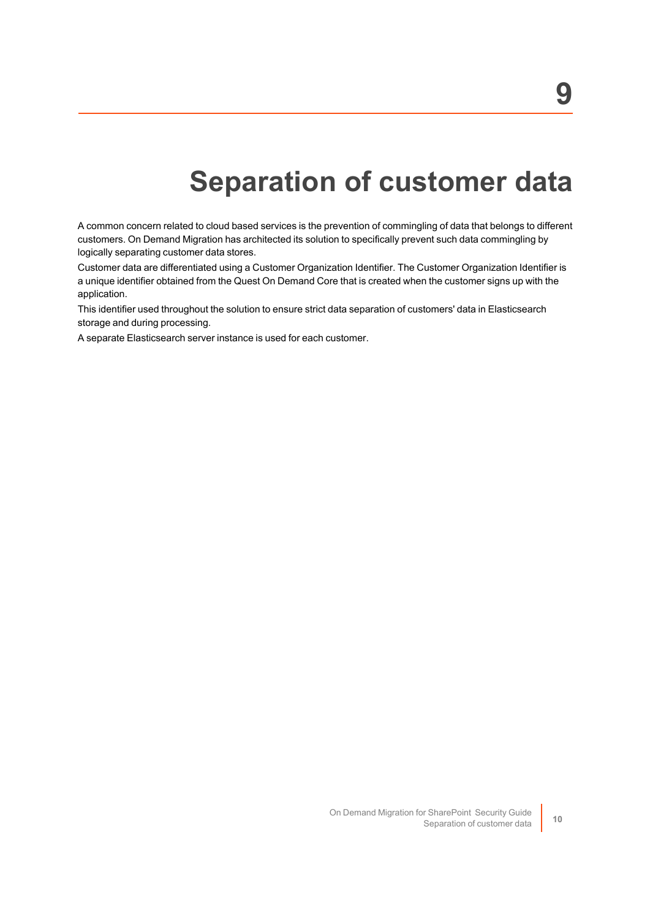# 9 Separation of customer data

A common concern related to cloud based services is the prevention of commingling of data that belongs to different customers. On Demand Migration has architected its solution to specifically prevent such data commingling by logically separating customer data stores.

Customer data are differentiated using a Customer Organization Identifier. The Customer Organization Identifier is a unique identifier obtained from the Quest On Demand Core that is created when the customer signs up with the application.

This identifier used throughout the solution to ensure strict data separation of customers' data in Elasticsearch storage and during processing.

A separate Elasticsearch server instance is used for each customer.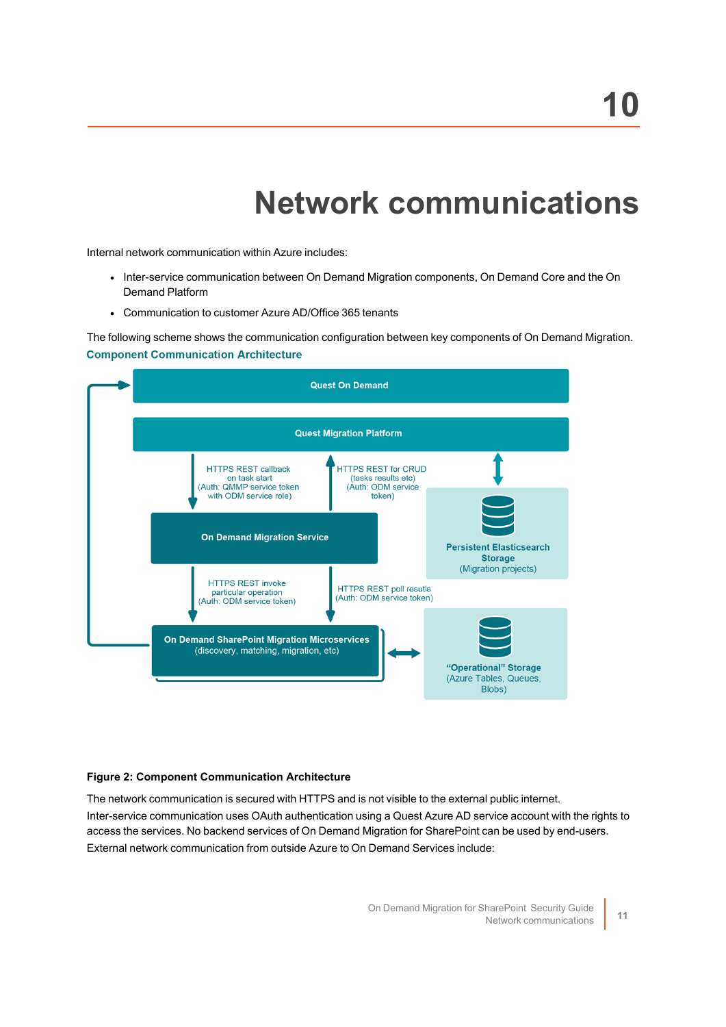# 10

# Network communications

Internal network communication within Azure includes:

- Inter-service communication between On Demand Migration components, On Demand Core and the On Demand Platform
- Communication to customer Azure AD/Office 365 tenants

The following scheme shows the communication configuration between key components of On Demand Migration.

**Component Communication Architecture**

Quest On Demand

Quest Migration Platform

HTTPS REST callback on task start (Auth: QMMP service token with ODM service role)

HTTPS REST for CRUD (tasks results etc) (Auth: ODM service token)

On Demand Migration Service

Persistent Elasticsearch Storage (Migration projects)

HTTPS REST invoke particular operation (Auth: ODM service token)

HTTPS REST poll resutls (Auth: ODM service token)

On Demand SharePoint Migration Microservices (discovery, matching, migration, etc)

"Operational" Storage (Azure Tables, Queues, Blobs)

**Figure 2: Component Communication Architecture**

The network communication is secured with HTTPS and is not visible to the external public internet.

Inter-service communication uses OAuth authentication using a Quest Azure AD service account with the rights to access the services. No backend services of On Demand Migration for SharePoint can be used by end-users.

External network communication from outside Azure to On Demand Services include: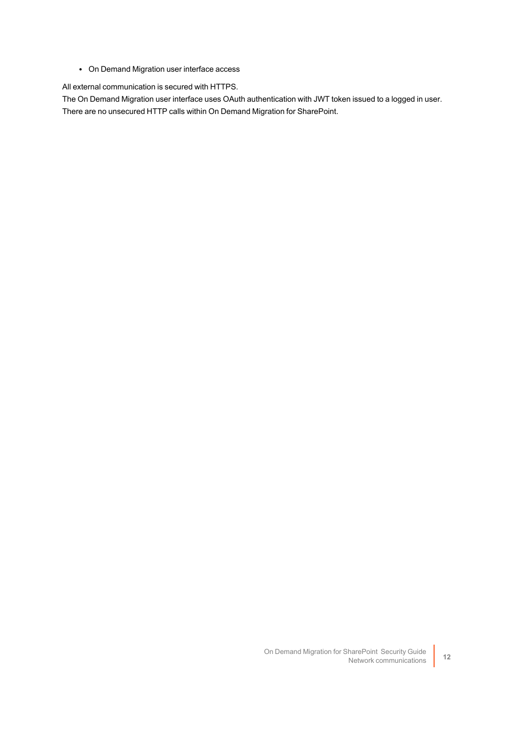- On Demand Migration user interface access

All external communication is secured with HTTPS.

The On Demand Migration user interface uses OAuth authentication with JWT token issued to a logged in user.

There are no unsecured HTTP calls within On Demand Migration for SharePoint.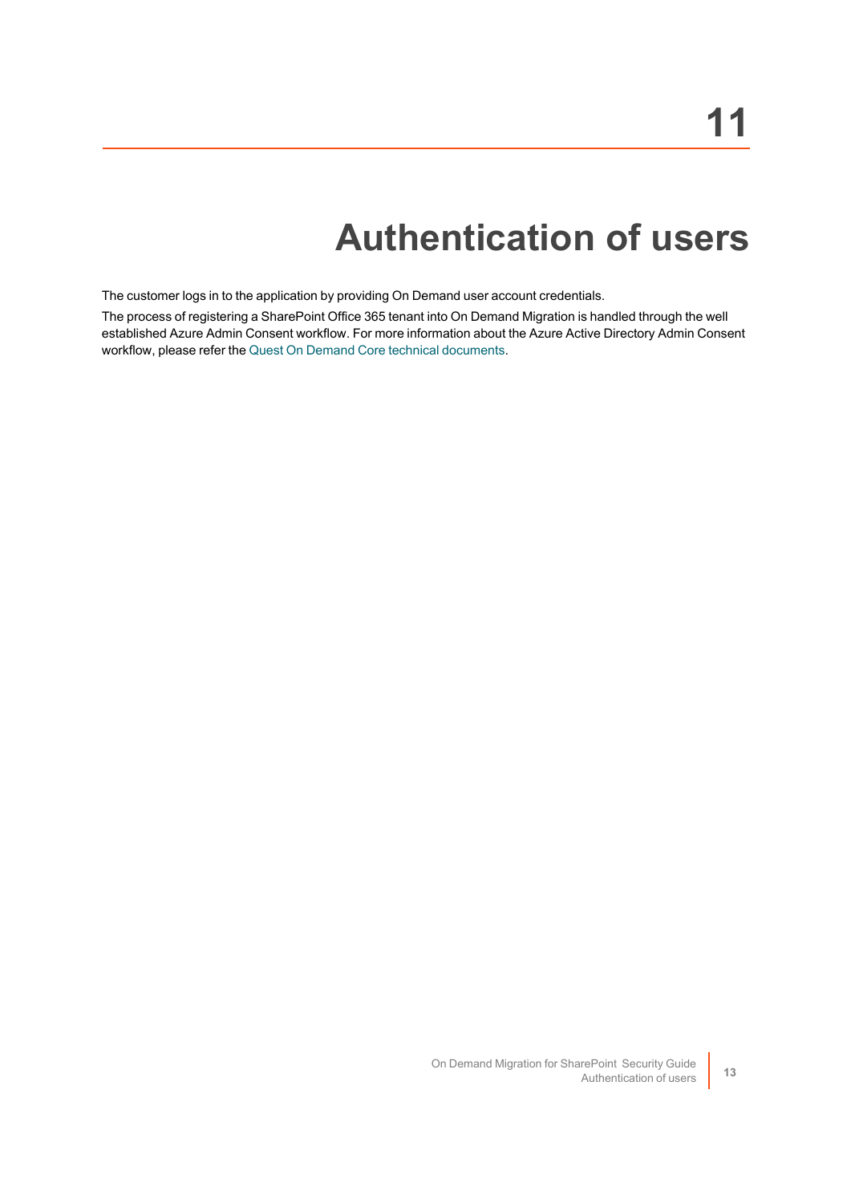# 11 Authentication of users

The customer logs in to the application by providing On Demand user account credentials.

The process of registering a SharePoint Office 365 tenant into On Demand Migration is handled through the well established Azure Admin Consent workflow. For more information about the Azure Active Directory Admin Consent workflow, please refer the Quest On Demand Core technical documents.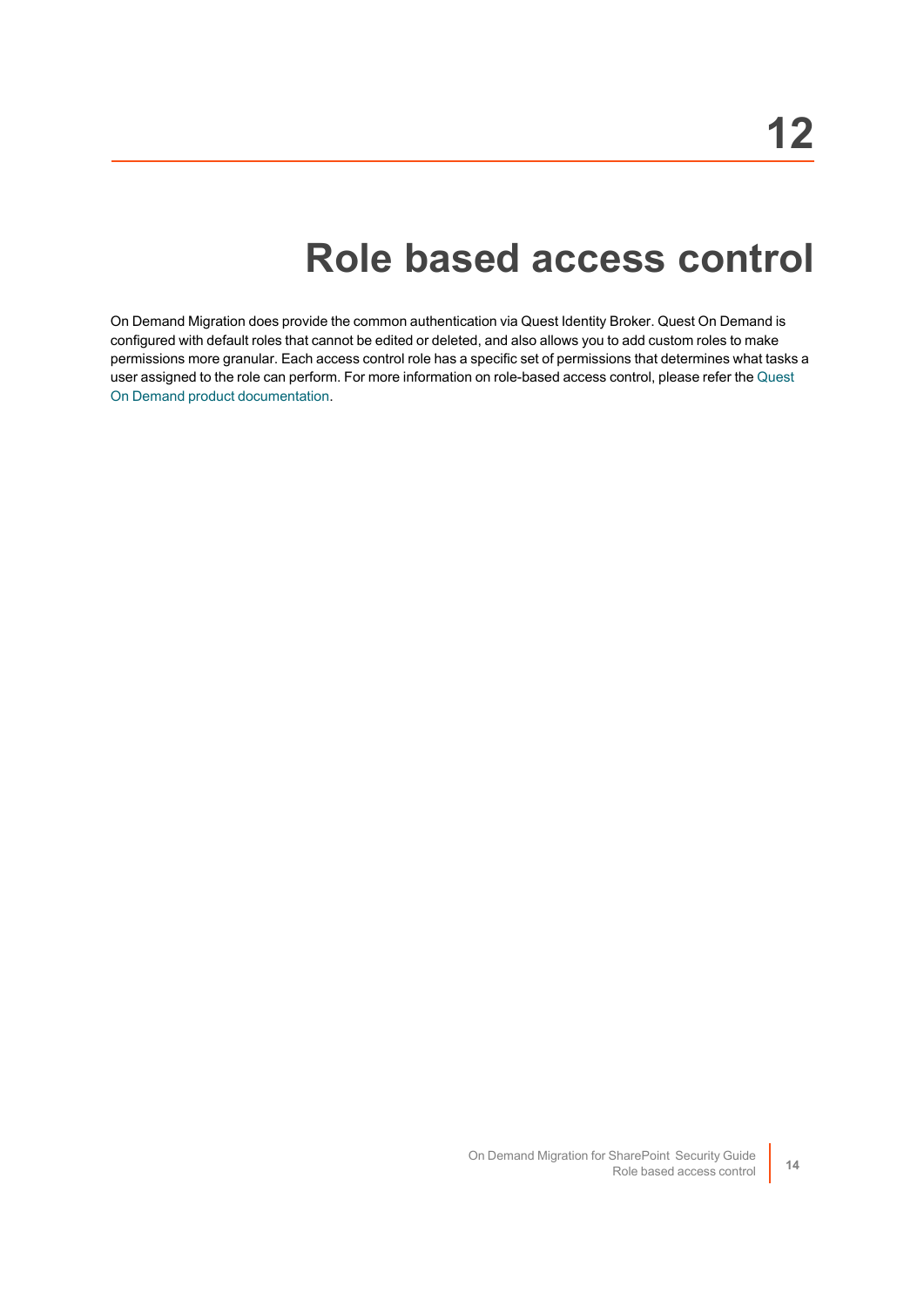# 12

# Role based access control

On Demand Migration does provide the common authentication via Quest Identity Broker. Quest On Demand is configured with default roles that cannot be edited or deleted, and also allows you to add custom roles to make permissions more granular. Each access control role has a specific set of permissions that determines what tasks a user assigned to the role can perform. For more information on role-based access control, please refer the Quest On Demand product documentation.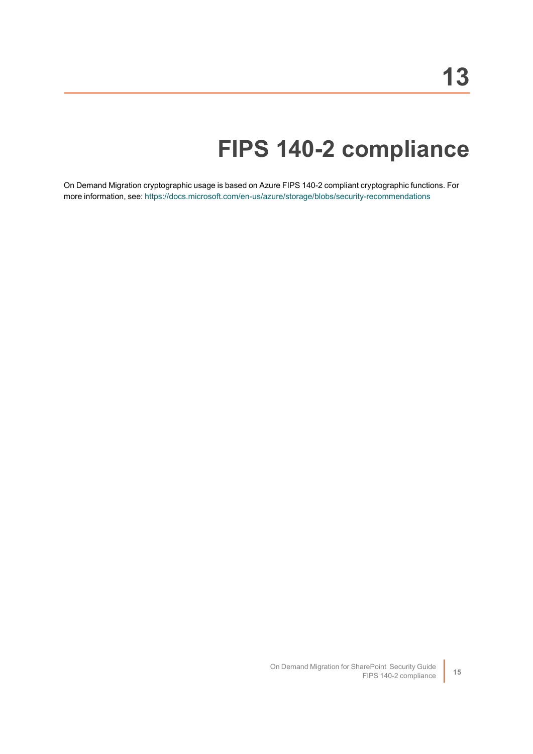# 13

# FIPS 140-2 compliance

On Demand Migration cryptographic usage is based on Azure FIPS 140-2 compliant cryptographic functions. For more information, see: https://docs.microsoft.com/en-us/azure/storage/blobs/security-recommendations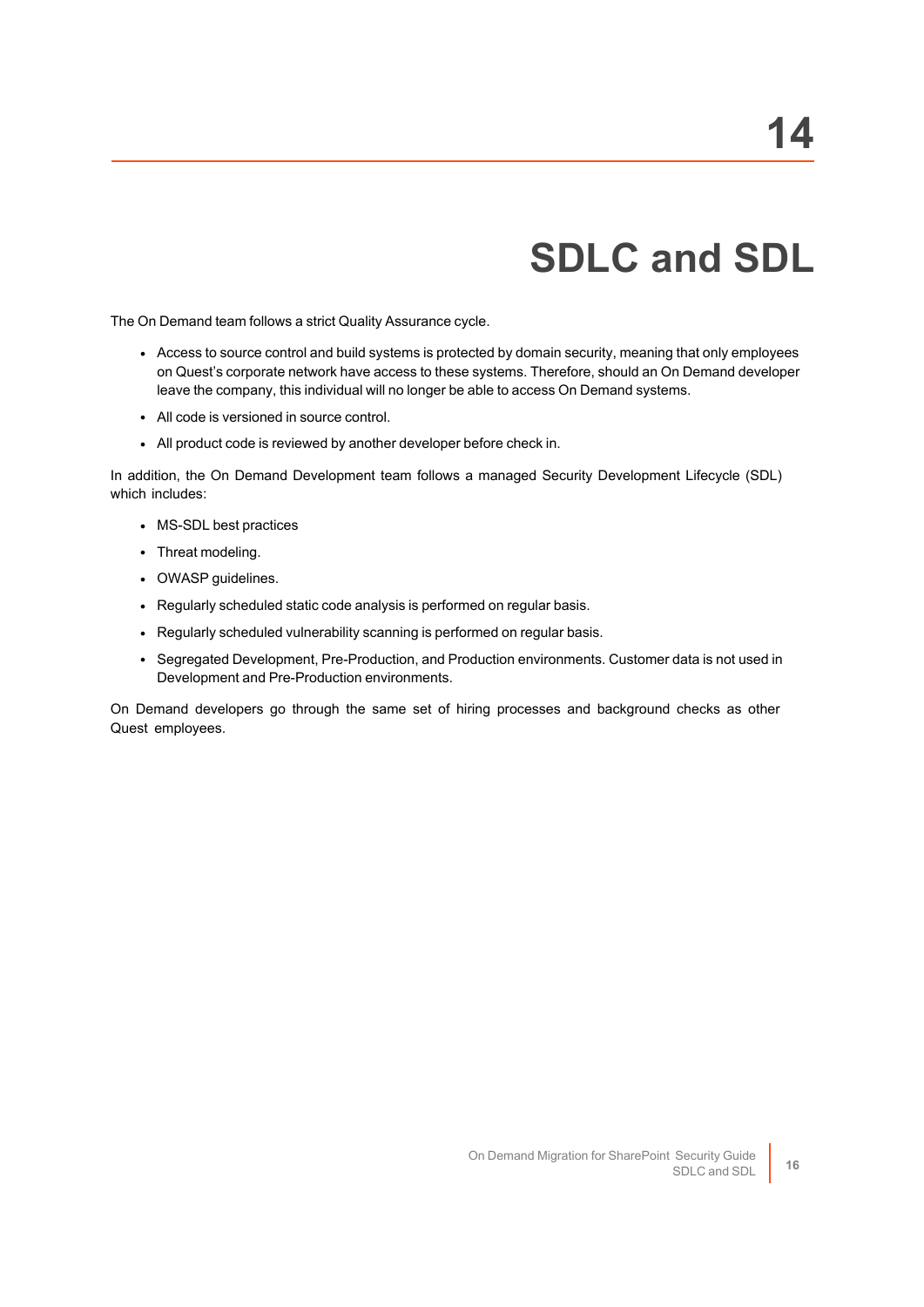# 14

# SDLC and SDL

The On Demand team follows a strict Quality Assurance cycle.

- Access to source control and build systems is protected by domain security, meaning that only employees on Quest's corporate network have access to these systems. Therefore, should an On Demand developer leave the company, this individual will no longer be able to access On Demand systems.
- All code is versioned in source control.
- All product code is reviewed by another developer before check in.

In addition, the On Demand Development team follows a managed Security Development Lifecycle (SDL) which includes:

- MS-SDL best practices
- Threat modeling.
- OWASP guidelines.
- Regularly scheduled static code analysis is performed on regular basis.
- Regularly scheduled vulnerability scanning is performed on regular basis.
- Segregated Development, Pre-Production, and Production environments. Customer data is not used in Development and Pre-Production environments.

On Demand developers go through the same set of hiring processes and background checks as other Quest employees.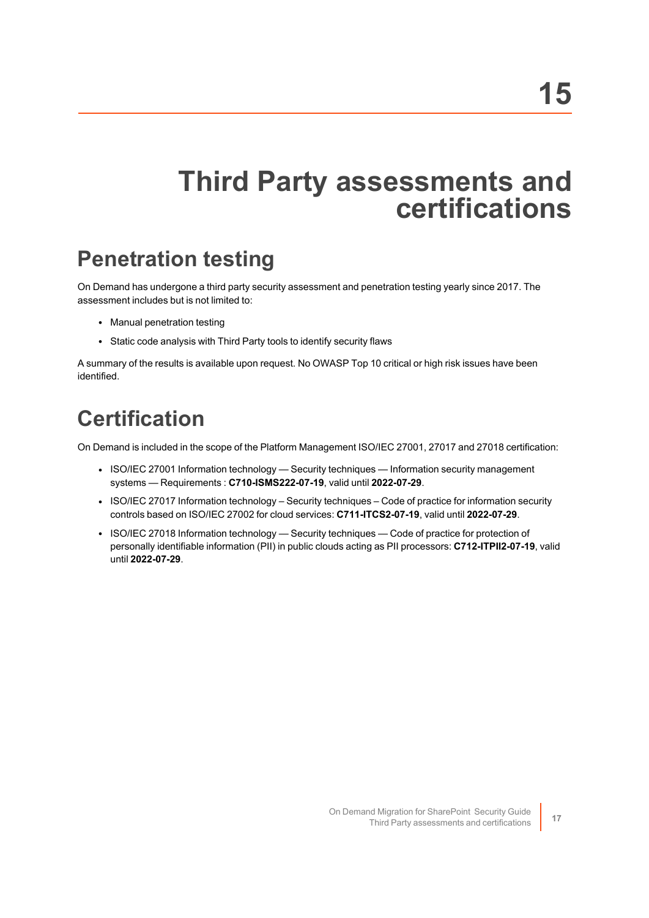# 15

# Third Party assessments and certifications

## Penetration testing

On Demand has undergone a third party security assessment and penetration testing yearly since 2017. The assessment includes but is not limited to:

- Manual penetration testing
- Static code analysis with Third Party tools to identify security flaws

A summary of the results is available upon request. No OWASP Top 10 critical or high risk issues have been identified.

## Certification

On Demand is included in the scope of the Platform Management ISO/IEC 27001, 27017 and 27018 certification:

- ISO/IEC 27001 Information technology — Security techniques — Information security management systems — Requirements : **C710-ISMS222-07-19**, valid until **2022-07-29**.
- ISO/IEC 27017 Information technology – Security techniques – Code of practice for information security controls based on ISO/IEC 27002 for cloud services: **C711-ITCS2-07-19**, valid until **2022-07-29**.
- ISO/IEC 27018 Information technology — Security techniques — Code of practice for protection of personally identifiable information (PII) in public clouds acting as PII processors: **C712-ITPII2-07-19**, valid until **2022-07-29**.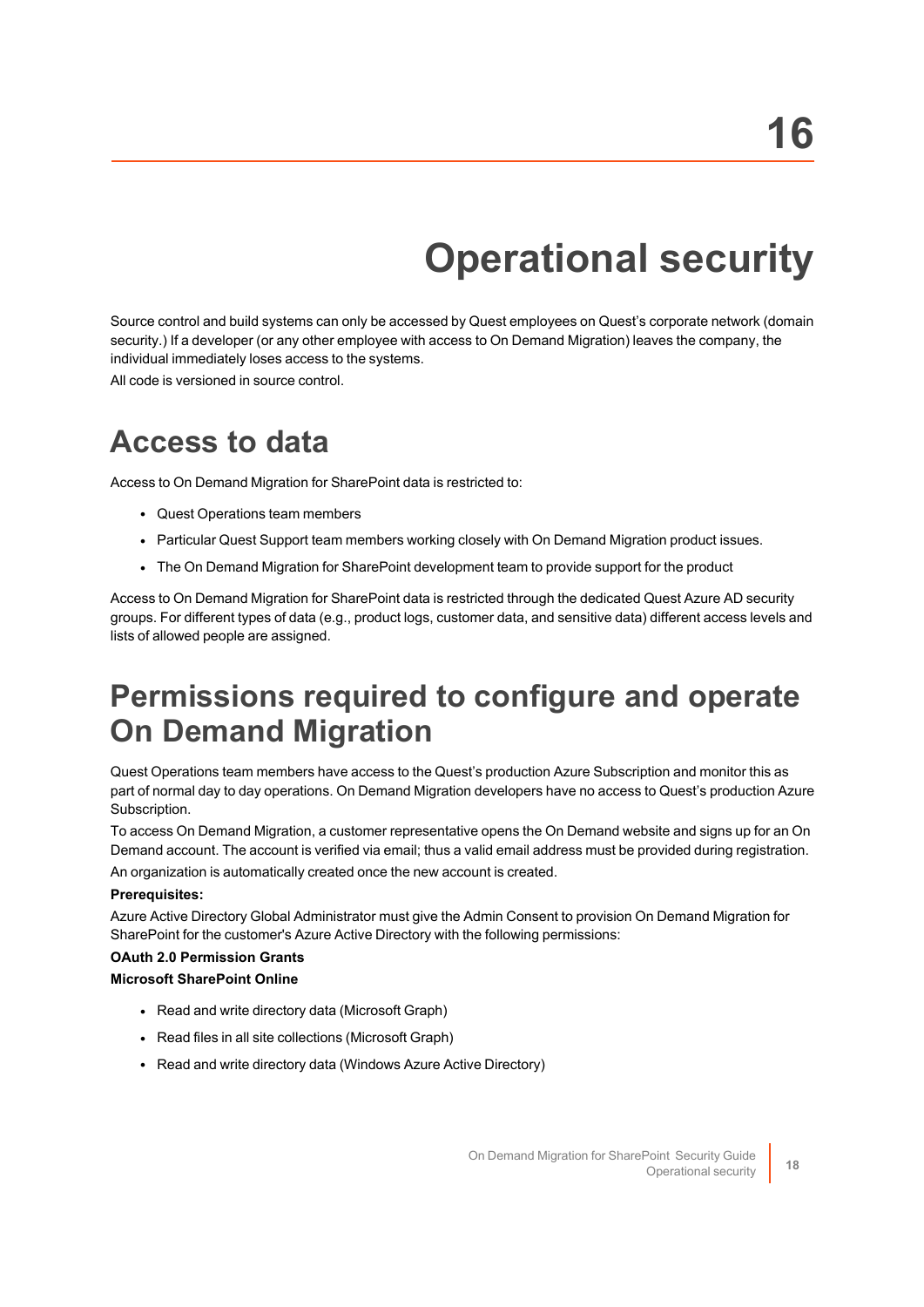# 16

# Operational security

Source control and build systems can only be accessed by Quest employees on Quest's corporate network (domain security.) If a developer (or any other employee with access to On Demand Migration) leaves the company, the individual immediately loses access to the systems.

All code is versioned in source control.

## Access to data

Access to On Demand Migration for SharePoint data is restricted to:

- Quest Operations team members
- Particular Quest Support team members working closely with On Demand Migration product issues.
- The On Demand Migration for SharePoint development team to provide support for the product

Access to On Demand Migration for SharePoint data is restricted through the dedicated Quest Azure AD security groups. For different types of data (e.g., product logs, customer data, and sensitive data) different access levels and lists of allowed people are assigned.

## Permissions required to configure and operate On Demand Migration

Quest Operations team members have access to the Quest's production Azure Subscription and monitor this as part of normal day to day operations. On Demand Migration developers have no access to Quest's production Azure Subscription.

To access On Demand Migration, a customer representative opens the On Demand website and signs up for an On Demand account. The account is verified via email; thus a valid email address must be provided during registration.

An organization is automatically created once the new account is created.

**Prerequisites:**

Azure Active Directory Global Administrator must give the Admin Consent to provision On Demand Migration for SharePoint for the customer's Azure Active Directory with the following permissions:

**OAuth 2.0 Permission Grants**

**Microsoft SharePoint Online**

- Read and write directory data (Microsoft Graph)
- Read files in all site collections (Microsoft Graph)
- Read and write directory data (Windows Azure Active Directory)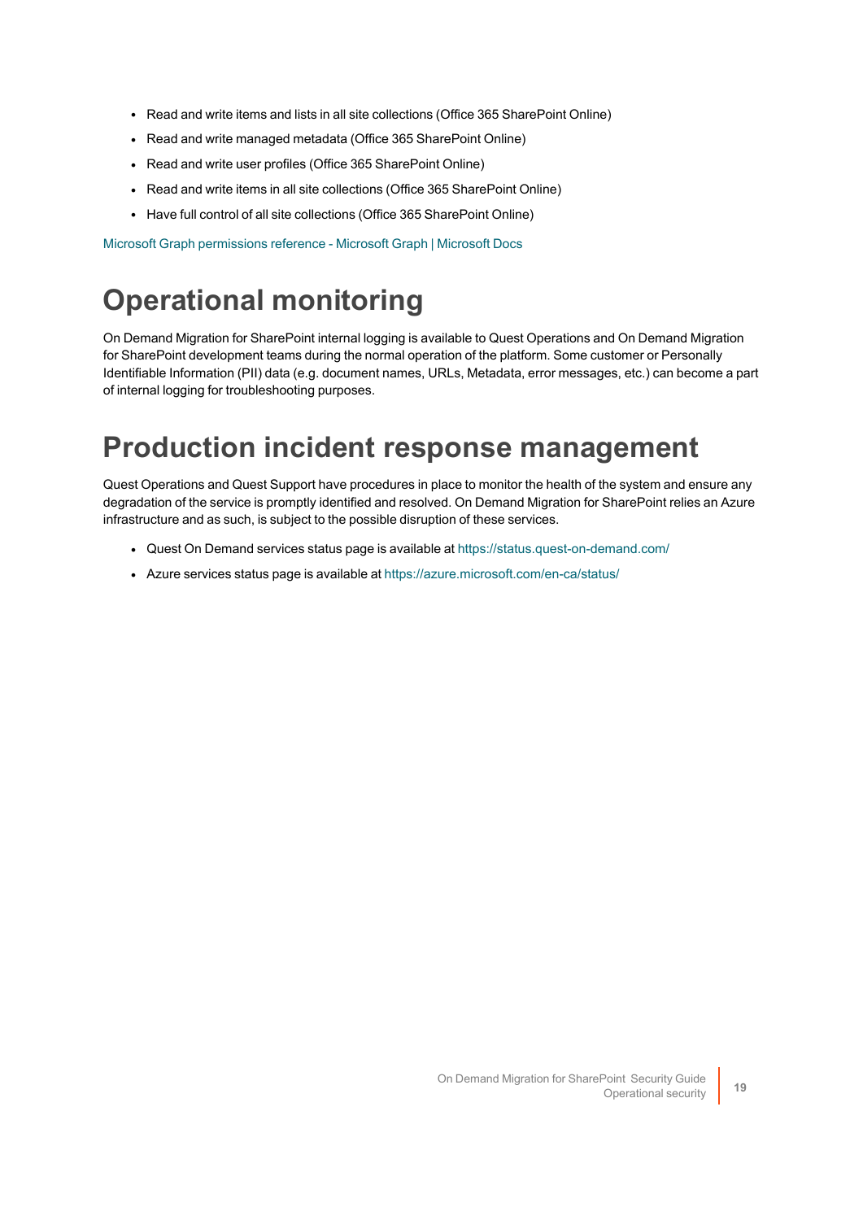- Read and write items and lists in all site collections (Office 365 SharePoint Online)
- Read and write managed metadata (Office 365 SharePoint Online)
- Read and write user profiles (Office 365 SharePoint Online)
- Read and write items in all site collections (Office 365 SharePoint Online)
- Have full control of all site collections (Office 365 SharePoint Online)

Microsoft Graph permissions reference - Microsoft Graph | Microsoft Docs

# Operational monitoring

On Demand Migration for SharePoint internal logging is available to Quest Operations and On Demand Migration for SharePoint development teams during the normal operation of the platform. Some customer or Personally Identifiable Information (PII) data (e.g. document names, URLs, Metadata, error messages, etc.) can become a part of internal logging for troubleshooting purposes.

# Production incident response management

Quest Operations and Quest Support have procedures in place to monitor the health of the system and ensure any degradation of the service is promptly identified and resolved. On Demand Migration for SharePoint relies an Azure infrastructure and as such, is subject to the possible disruption of these services.

- Quest On Demand services status page is available at https://status.quest-on-demand.com/
- Azure services status page is available at https://azure.microsoft.com/en-ca/status/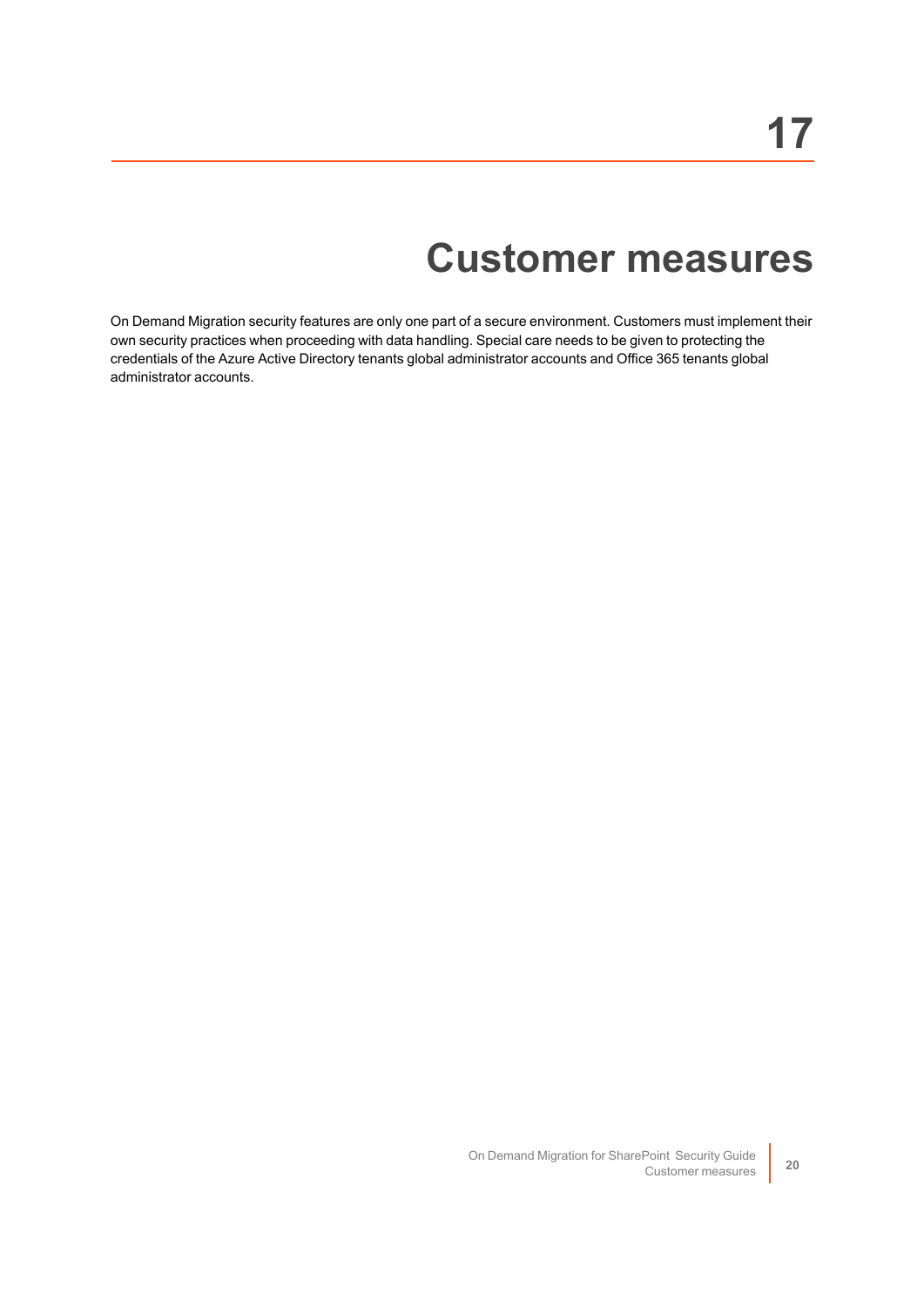# 17

# Customer measures

On Demand Migration security features are only one part of a secure environment. Customers must implement their own security practices when proceeding with data handling. Special care needs to be given to protecting the credentials of the Azure Active Directory tenants global administrator accounts and Office 365 tenants global administrator accounts.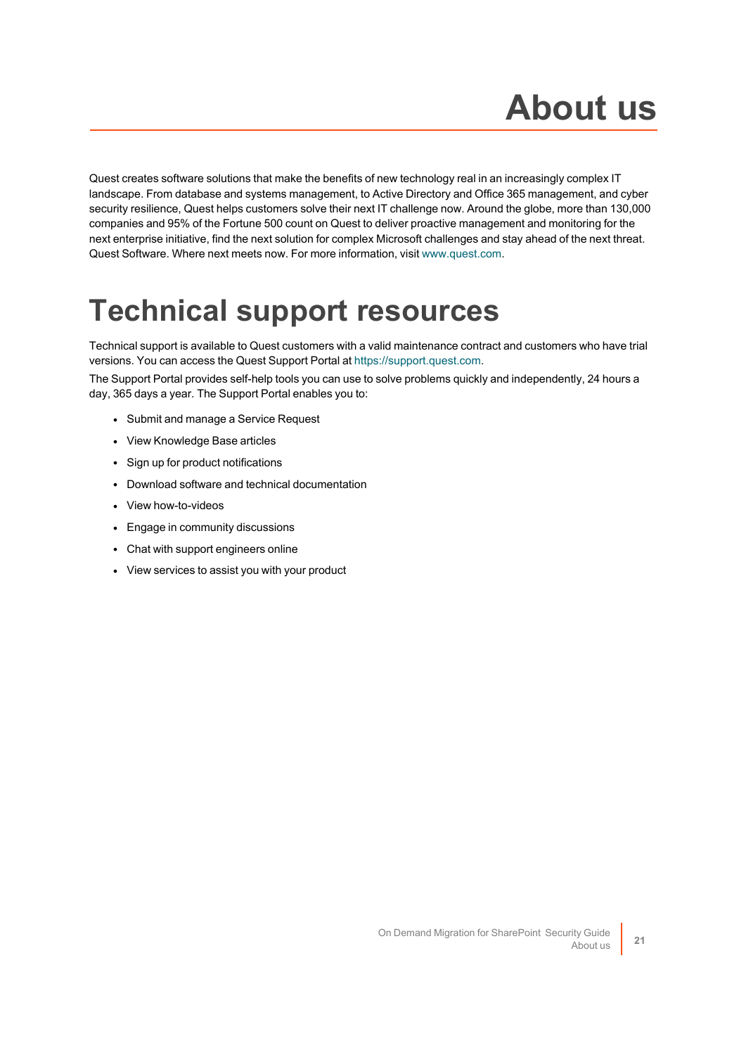# About us

Quest creates software solutions that make the benefits of new technology real in an increasingly complex IT landscape. From database and systems management, to Active Directory and Office 365 management, and cyber security resilience, Quest helps customers solve their next IT challenge now. Around the globe, more than 130,000 companies and 95% of the Fortune 500 count on Quest to deliver proactive management and monitoring for the next enterprise initiative, find the next solution for complex Microsoft challenges and stay ahead of the next threat. Quest Software. Where next meets now. For more information, visit www.quest.com.

# Technical support resources

Technical support is available to Quest customers with a valid maintenance contract and customers who have trial versions. You can access the Quest Support Portal at https://support.quest.com.

The Support Portal provides self-help tools you can use to solve problems quickly and independently, 24 hours a day, 365 days a year. The Support Portal enables you to:

- Submit and manage a Service Request
- View Knowledge Base articles
- Sign up for product notifications
- Download software and technical documentation
- View how-to-videos
- Engage in community discussions
- Chat with support engineers online
- View services to assist you with your product